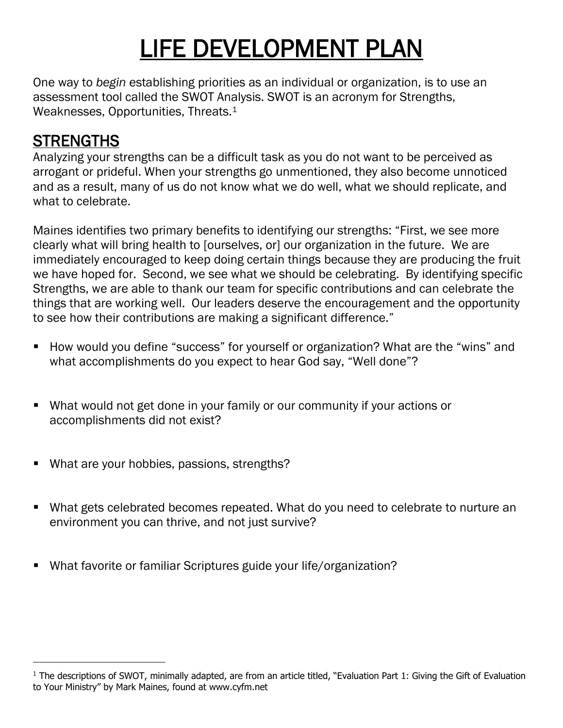# LIFE DEVELOPMENT PLAN

One way to *begin* establishing priorities as an individual or organization, is to use an assessment tool called the SWOT Analysis. SWOT is an acronym for Strengths, Weaknesses, Opportunities, Threats.[1]

## STRENGTHS

Analyzing your strengths can be a difficult task as you do not want to be perceived as arrogant or prideful. When your strengths go unmentioned, they also become unnoticed and as a result, many of us do not know what we do well, what we should replicate, and what to celebrate.

Maines identifies two primary benefits to identifying our strengths: "First, we see more clearly what will bring health to [ourselves, or] our organization in the future. We are immediately encouraged to keep doing certain things because they are producing the fruit we have hoped for. Second, we see what we should be celebrating. By identifying specific Strengths, we are able to thank our team for specific contributions and can celebrate the things that are working well. Our leaders deserve the encouragement and the opportunity to see how their contributions are making a significant difference."

- How would you define "success" for yourself or organization? What are the "wins" and what accomplishments do you expect to hear God say, "Well done"?

- What would not get done in your family or our community if your actions or accomplishments did not exist?

- What are your hobbies, passions, strengths?

- What gets celebrated becomes repeated. What do you need to celebrate to nurture an environment you can thrive, and not just survive?

- What favorite or familiar Scriptures guide your life/organization?

[1] The descriptions of SWOT, minimally adapted, are from an article titled, "Evaluation Part 1: Giving the Gift of Evaluation to Your Ministry" by Mark Maines, found at www.cyfm.net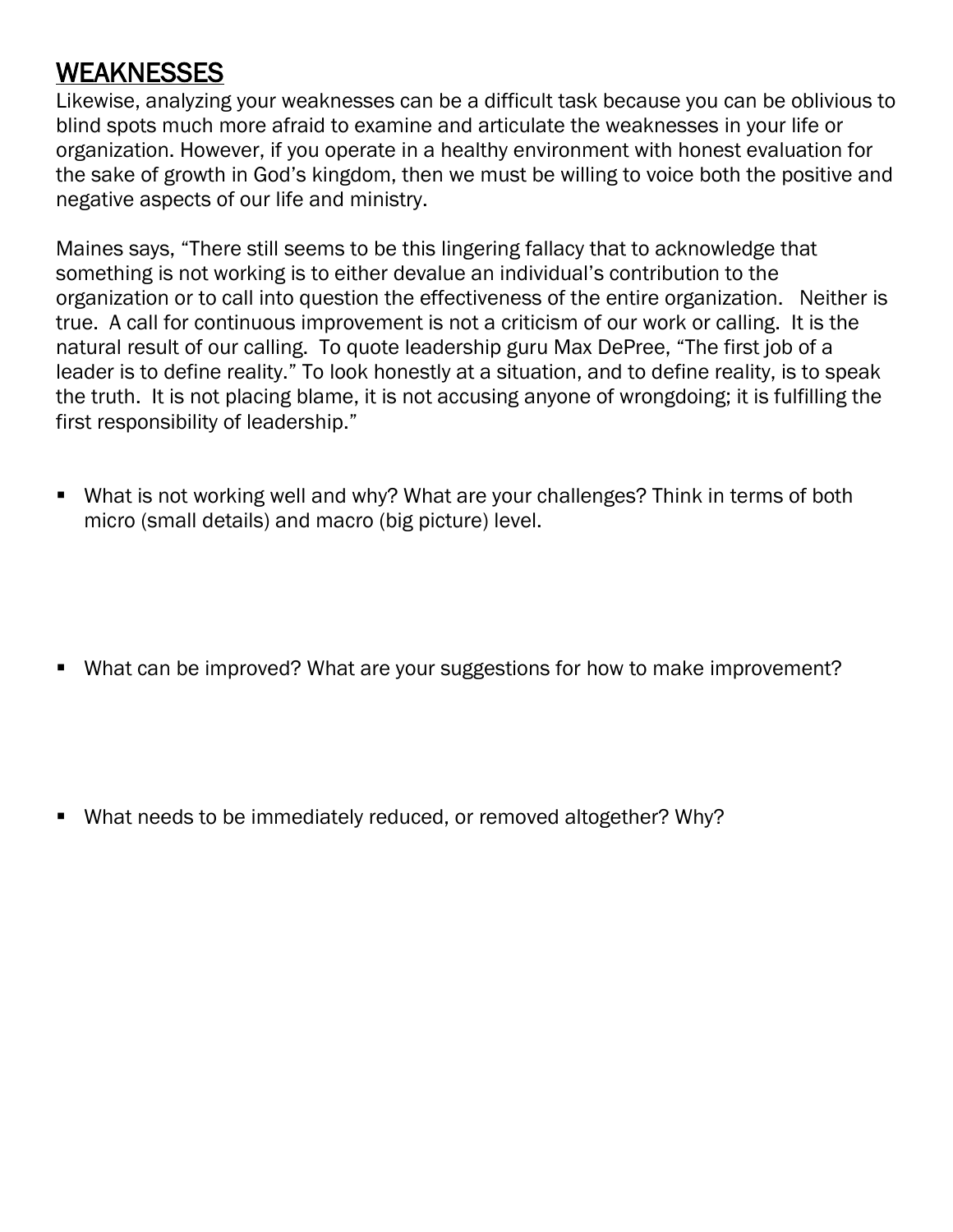## WEAKNESSES

Likewise, analyzing your weaknesses can be a difficult task because you can be oblivious to blind spots much more afraid to examine and articulate the weaknesses in your life or organization. However, if you operate in a healthy environment with honest evaluation for the sake of growth in God's kingdom, then we must be willing to voice both the positive and negative aspects of our life and ministry.

Maines says, "There still seems to be this lingering fallacy that to acknowledge that something is not working is to either devalue an individual's contribution to the organization or to call into question the effectiveness of the entire organization. Neither is true. A call for continuous improvement is not a criticism of our work or calling. It is the natural result of our calling. To quote leadership guru Max DePree, "The first job of a leader is to define reality." To look honestly at a situation, and to define reality, is to speak the truth. It is not placing blame, it is not accusing anyone of wrongdoing; it is fulfilling the first responsibility of leadership."

- What is not working well and why? What are your challenges? Think in terms of both micro (small details) and macro (big picture) level.

- What can be improved? What are your suggestions for how to make improvement?

- What needs to be immediately reduced, or removed altogether? Why?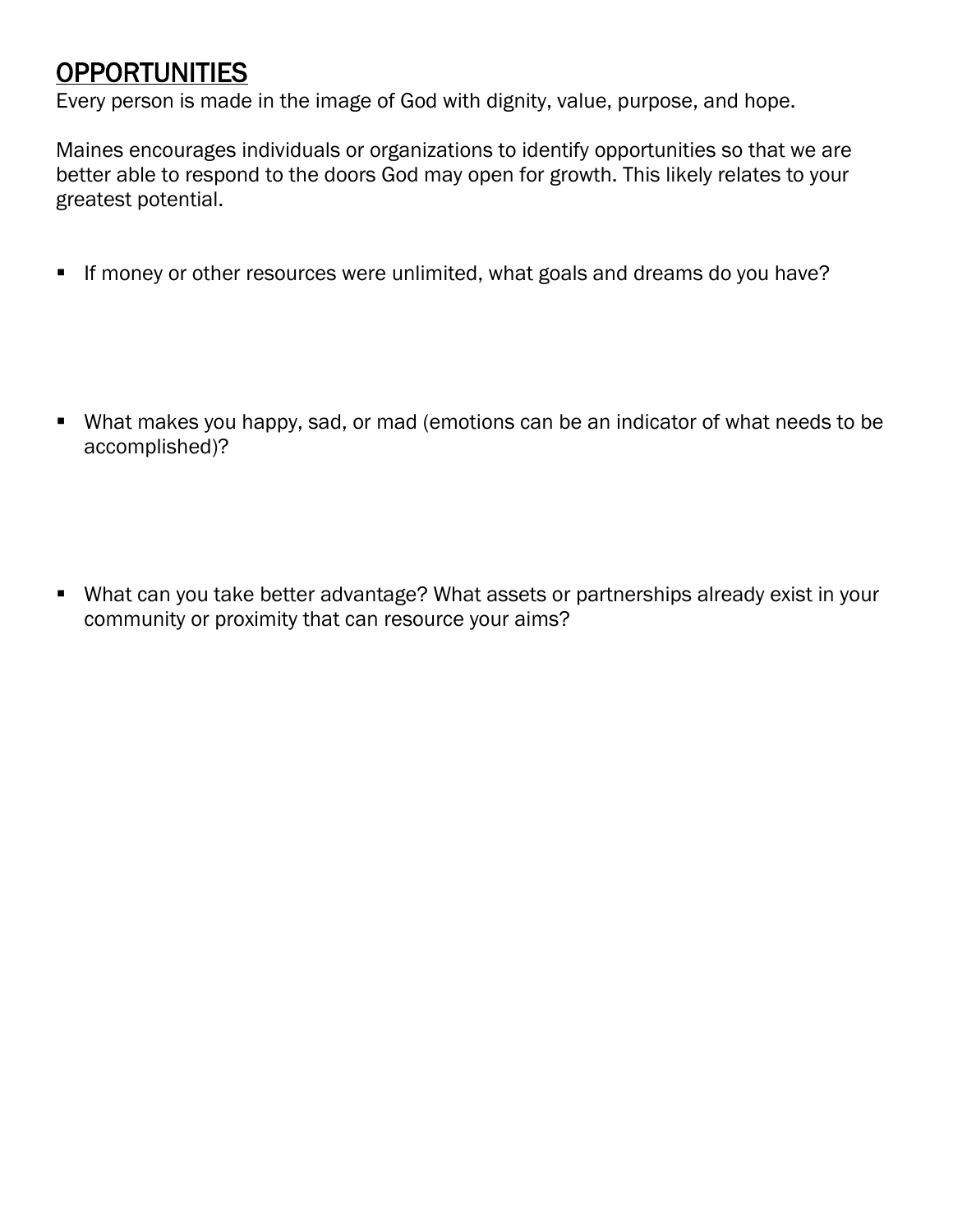## OPPORTUNITIES

Every person is made in the image of God with dignity, value, purpose, and hope.

Maines encourages individuals or organizations to identify opportunities so that we are better able to respond to the doors God may open for growth. This likely relates to your greatest potential.

- If money or other resources were unlimited, what goals and dreams do you have?

- What makes you happy, sad, or mad (emotions can be an indicator of what needs to be accomplished)?

- What can you take better advantage? What assets or partnerships already exist in your community or proximity that can resource your aims?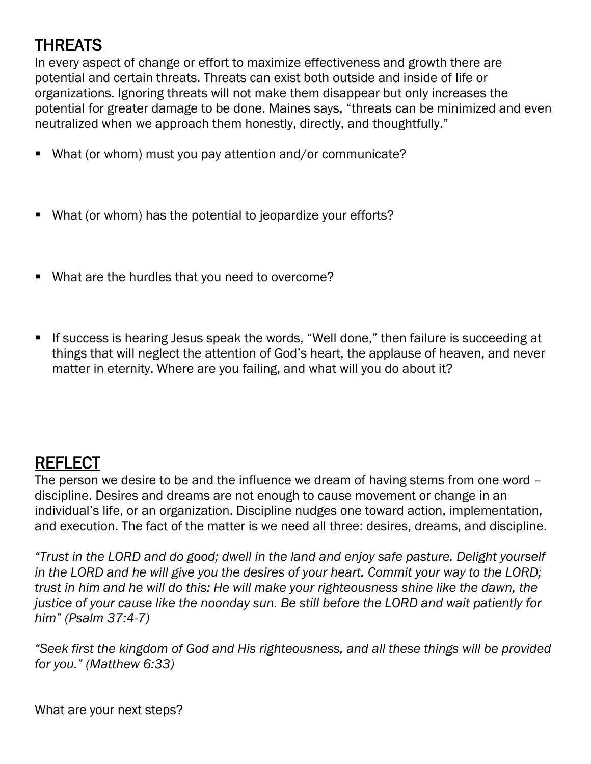## THREATS

In every aspect of change or effort to maximize effectiveness and growth there are potential and certain threats. Threats can exist both outside and inside of life or organizations. Ignoring threats will not make them disappear but only increases the potential for greater damage to be done. Maines says, "threats can be minimized and even neutralized when we approach them honestly, directly, and thoughtfully."

- What (or whom) must you pay attention and/or communicate?
- What (or whom) has the potential to jeopardize your efforts?
- What are the hurdles that you need to overcome?
- If success is hearing Jesus speak the words, "Well done," then failure is succeeding at things that will neglect the attention of God's heart, the applause of heaven, and never matter in eternity. Where are you failing, and what will you do about it?

## REFLECT

The person we desire to be and the influence we dream of having stems from one word – discipline. Desires and dreams are not enough to cause movement or change in an individual's life, or an organization. Discipline nudges one toward action, implementation, and execution. The fact of the matter is we need all three: desires, dreams, and discipline.

*"Trust in the LORD and do good; dwell in the land and enjoy safe pasture. Delight yourself in the LORD and he will give you the desires of your heart. Commit your way to the LORD; trust in him and he will do this: He will make your righteousness shine like the dawn, the justice of your cause like the noonday sun. Be still before the LORD and wait patiently for him" (Psalm 37:4-7)*

*"Seek first the kingdom of God and His righteousness, and all these things will be provided for you." (Matthew 6:33)*

What are your next steps?